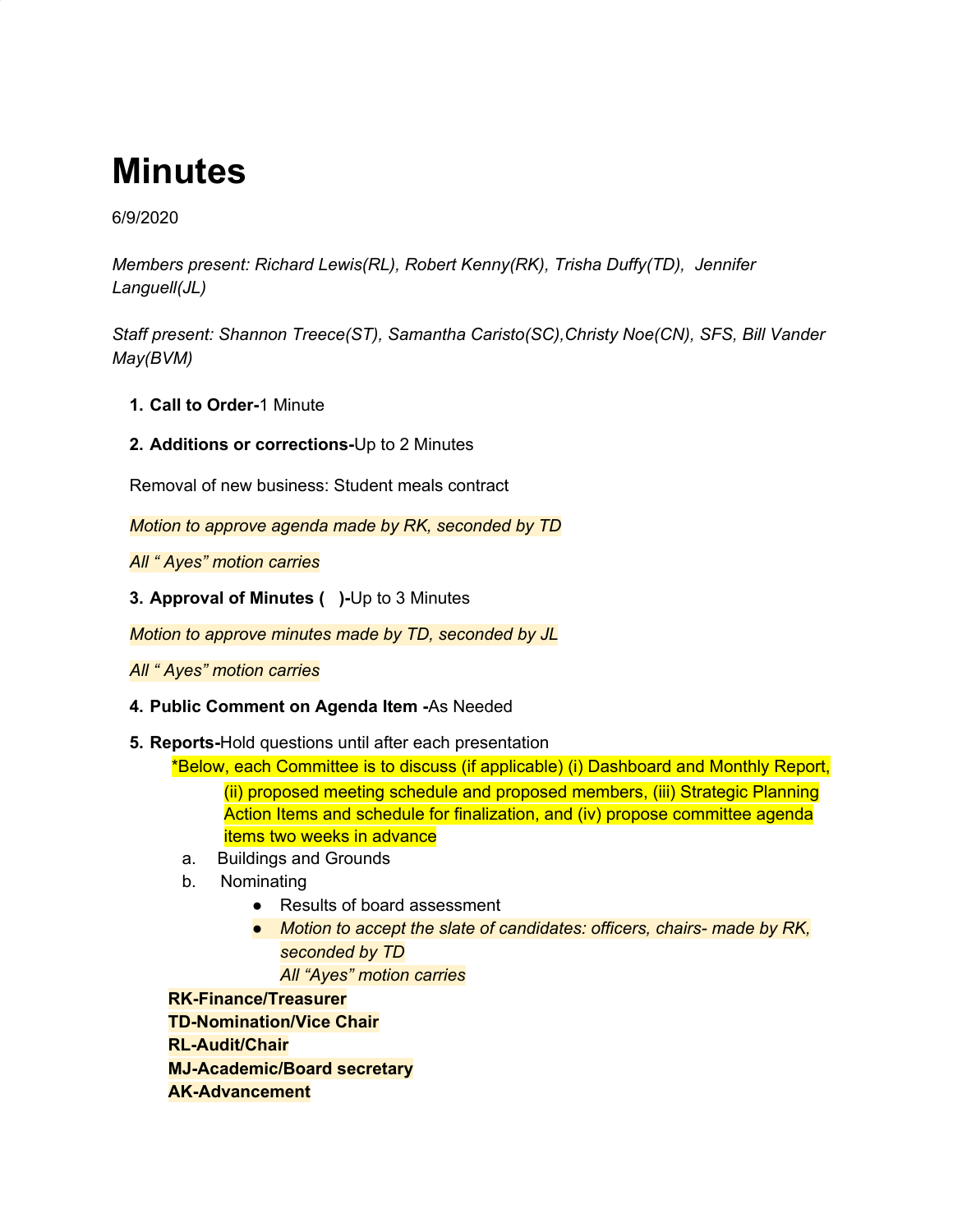# Minutes

6/9/2020

*Members present: Richard Lewis(RL), Robert Kenny(RK), Trisha Duffy(TD), Jennifer Languell(JL)*

*Staff present: Shannon Treece(ST), Samantha Caristo(SC),Christy Noe(CN), SFS, Bill Vander May(BVM)*

1. **Call to Order-**1 Minute

2. **Additions or corrections-**Up to 2 Minutes

   Removal of new business: Student meals contract

   *Motion to approve agenda made by RK, seconded by TD*

   *All " Ayes" motion carries*

3. **Approval of Minutes ( )-**Up to 3 Minutes

   *Motion to approve minutes made by TD, seconded by JL*

   *All " Ayes" motion carries*

4. **Public Comment on Agenda Item -**As Needed

5. **Reports-**Hold questions until after each presentation

   *Below, each Committee is to discuss (if applicable) (i) Dashboard and Monthly Report, (ii) proposed meeting schedule and proposed members, (iii) Strategic Planning Action Items and schedule for finalization, and (iv) propose committee agenda items two weeks in advance

   a. Buildings and Grounds
   b. Nominating
      - Results of board assessment
      - *Motion to accept the slate of candidates: officers, chairs- made by RK, seconded by TD*
        *All "Ayes" motion carries*

   **RK-Finance/Treasurer**
   **TD-Nomination/Vice Chair**
   **RL-Audit/Chair**
   **MJ-Academic/Board secretary**
   **AK-Advancement**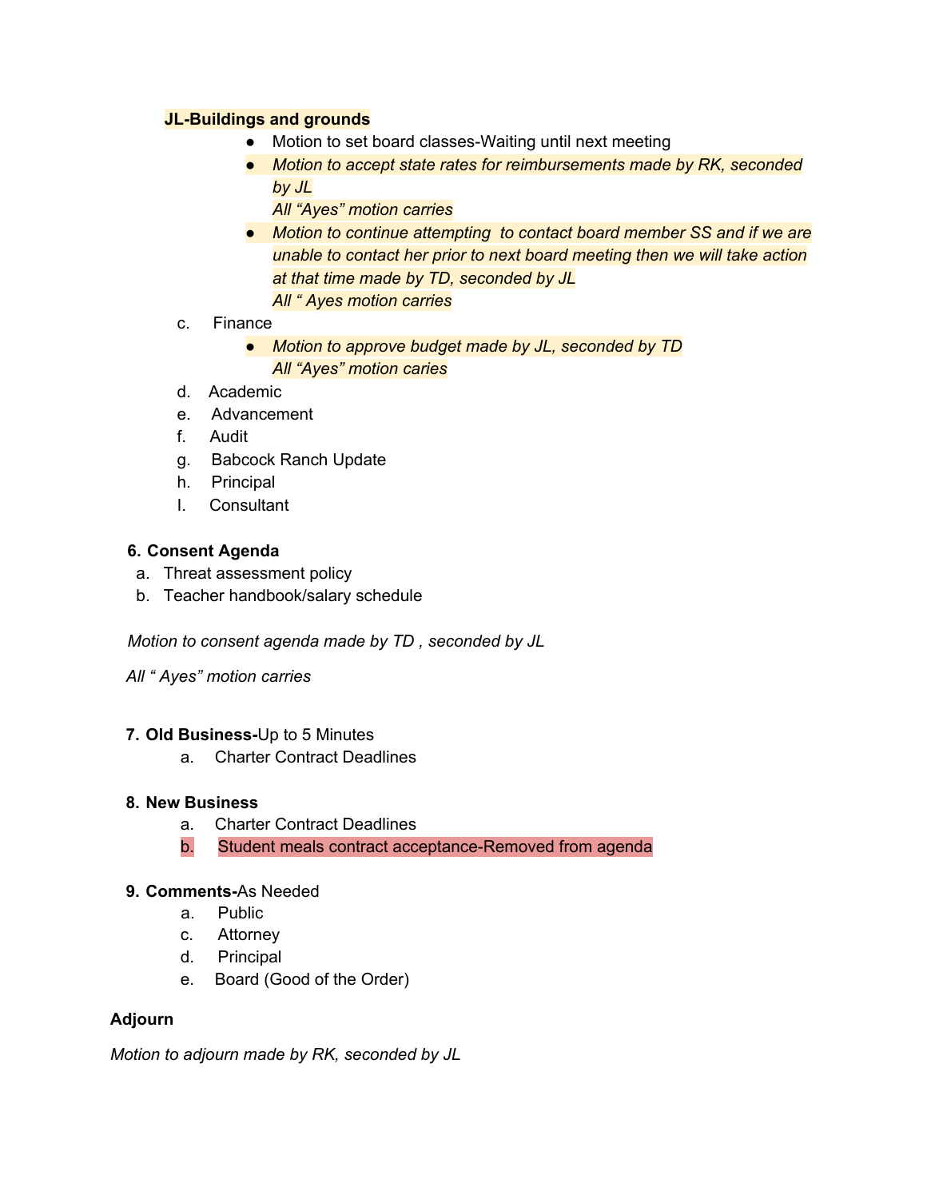**JL-Buildings and grounds**

- Motion to set board classes-Waiting until next meeting
- *Motion to accept state rates for reimbursements made by RK, seconded by JL*
  *All "Ayes" motion carries*
- *Motion to continue attempting  to contact board member SS and if we are unable to contact her prior to next board meeting then we will take action at that time made by TD, seconded by JL*
  *All " Ayes motion carries*

c. Finance

- *Motion to approve budget made by JL, seconded by TD*
  *All "Ayes" motion caries*

d. Academic

e. Advancement

f. Audit

g. Babcock Ranch Update

h. Principal

I. Consultant

**6. Consent Agenda**

a. Threat assessment policy

b. Teacher handbook/salary schedule

*Motion to consent agenda made by TD , seconded by JL*

*All " Ayes" motion carries*

**7. Old Business-**Up to 5 Minutes

a. Charter Contract Deadlines

**8. New Business**

a. Charter Contract Deadlines

b. Student meals contract acceptance-Removed from agenda

**9. Comments-**As Needed

a. Public

c. Attorney

d. Principal

e. Board (Good of the Order)

**Adjourn**

*Motion to adjourn made by RK, seconded by JL*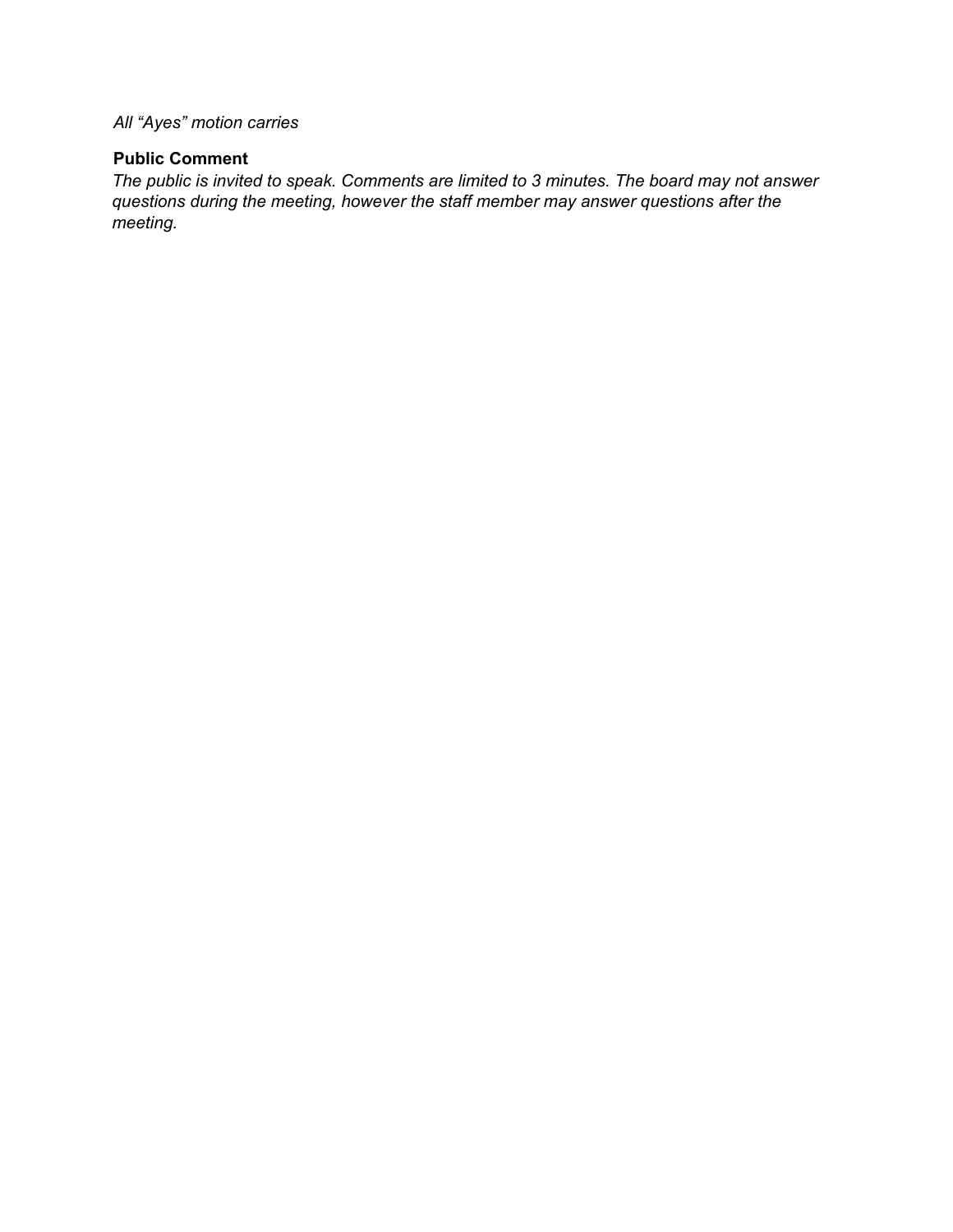*All “Ayes” motion carries*

**Public Comment**

*The public is invited to speak. Comments are limited to 3 minutes. The board may not answer questions during the meeting, however the staff member may answer questions after the meeting.*